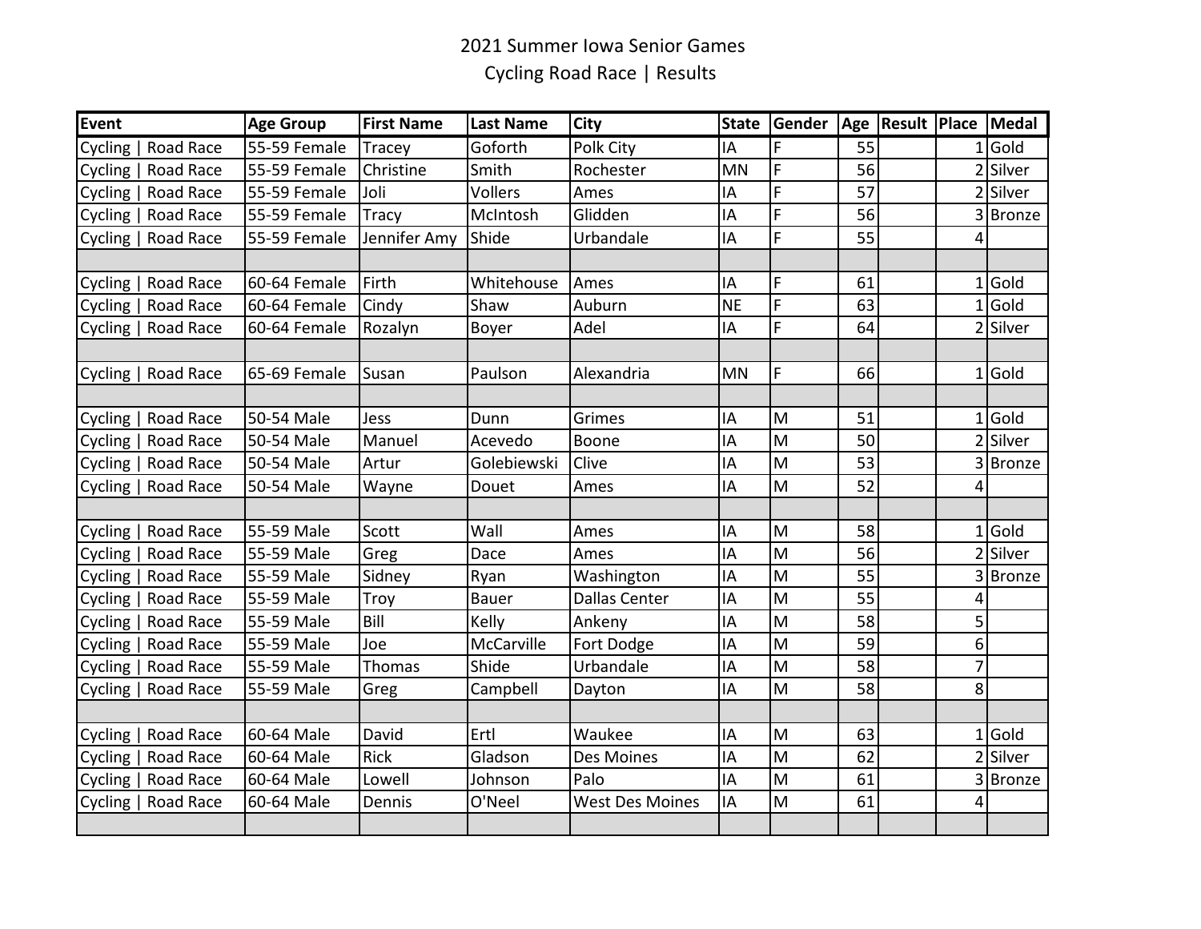# 2021 Summer Iowa Senior Games

## Cycling Road Race | Results

| Event | Age Group | First Name | Last Name | City | State | Gender | Age | Result | Place | Medal |
|---|---|---|---|---|---|---|---|---|---|---|
| Cycling \| Road Race | 55-59 Female | Tracey | Goforth | Polk City | IA | F | 55 | | 1 | Gold |
| Cycling \| Road Race | 55-59 Female | Christine | Smith | Rochester | MN | F | 56 | | 2 | Silver |
| Cycling \| Road Race | 55-59 Female | Joli | Vollers | Ames | IA | F | 57 | | 2 | Silver |
| Cycling \| Road Race | 55-59 Female | Tracy | McIntosh | Glidden | IA | F | 56 | | 3 | Bronze |
| Cycling \| Road Race | 55-59 Female | Jennifer Amy | Shide | Urbandale | IA | F | 55 | | 4 | |
| | | | | | | | | | | |
| Cycling \| Road Race | 60-64 Female | Firth | Whitehouse | Ames | IA | F | 61 | | 1 | Gold |
| Cycling \| Road Race | 60-64 Female | Cindy | Shaw | Auburn | NE | F | 63 | | 1 | Gold |
| Cycling \| Road Race | 60-64 Female | Rozalyn | Boyer | Adel | IA | F | 64 | | 2 | Silver |
| | | | | | | | | | | |
| Cycling \| Road Race | 65-69 Female | Susan | Paulson | Alexandria | MN | F | 66 | | 1 | Gold |
| | | | | | | | | | | |
| Cycling \| Road Race | 50-54 Male | Jess | Dunn | Grimes | IA | M | 51 | | 1 | Gold |
| Cycling \| Road Race | 50-54 Male | Manuel | Acevedo | Boone | IA | M | 50 | | 2 | Silver |
| Cycling \| Road Race | 50-54 Male | Artur | Golebiewski | Clive | IA | M | 53 | | 3 | Bronze |
| Cycling \| Road Race | 50-54 Male | Wayne | Douet | Ames | IA | M | 52 | | 4 | |
| | | | | | | | | | | |
| Cycling \| Road Race | 55-59 Male | Scott | Wall | Ames | IA | M | 58 | | 1 | Gold |
| Cycling \| Road Race | 55-59 Male | Greg | Dace | Ames | IA | M | 56 | | 2 | Silver |
| Cycling \| Road Race | 55-59 Male | Sidney | Ryan | Washington | IA | M | 55 | | 3 | Bronze |
| Cycling \| Road Race | 55-59 Male | Troy | Bauer | Dallas Center | IA | M | 55 | | 4 | |
| Cycling \| Road Race | 55-59 Male | Bill | Kelly | Ankeny | IA | M | 58 | | 5 | |
| Cycling \| Road Race | 55-59 Male | Joe | McCarville | Fort Dodge | IA | M | 59 | | 6 | |
| Cycling \| Road Race | 55-59 Male | Thomas | Shide | Urbandale | IA | M | 58 | | 7 | |
| Cycling \| Road Race | 55-59 Male | Greg | Campbell | Dayton | IA | M | 58 | | 8 | |
| | | | | | | | | | | |
| Cycling \| Road Race | 60-64 Male | David | Ertl | Waukee | IA | M | 63 | | 1 | Gold |
| Cycling \| Road Race | 60-64 Male | Rick | Gladson | Des Moines | IA | M | 62 | | 2 | Silver |
| Cycling \| Road Race | 60-64 Male | Lowell | Johnson | Palo | IA | M | 61 | | 3 | Bronze |
| Cycling \| Road Race | 60-64 Male | Dennis | O'Neel | West Des Moines | IA | M | 61 | | 4 | |
| | | | | | | | | | | |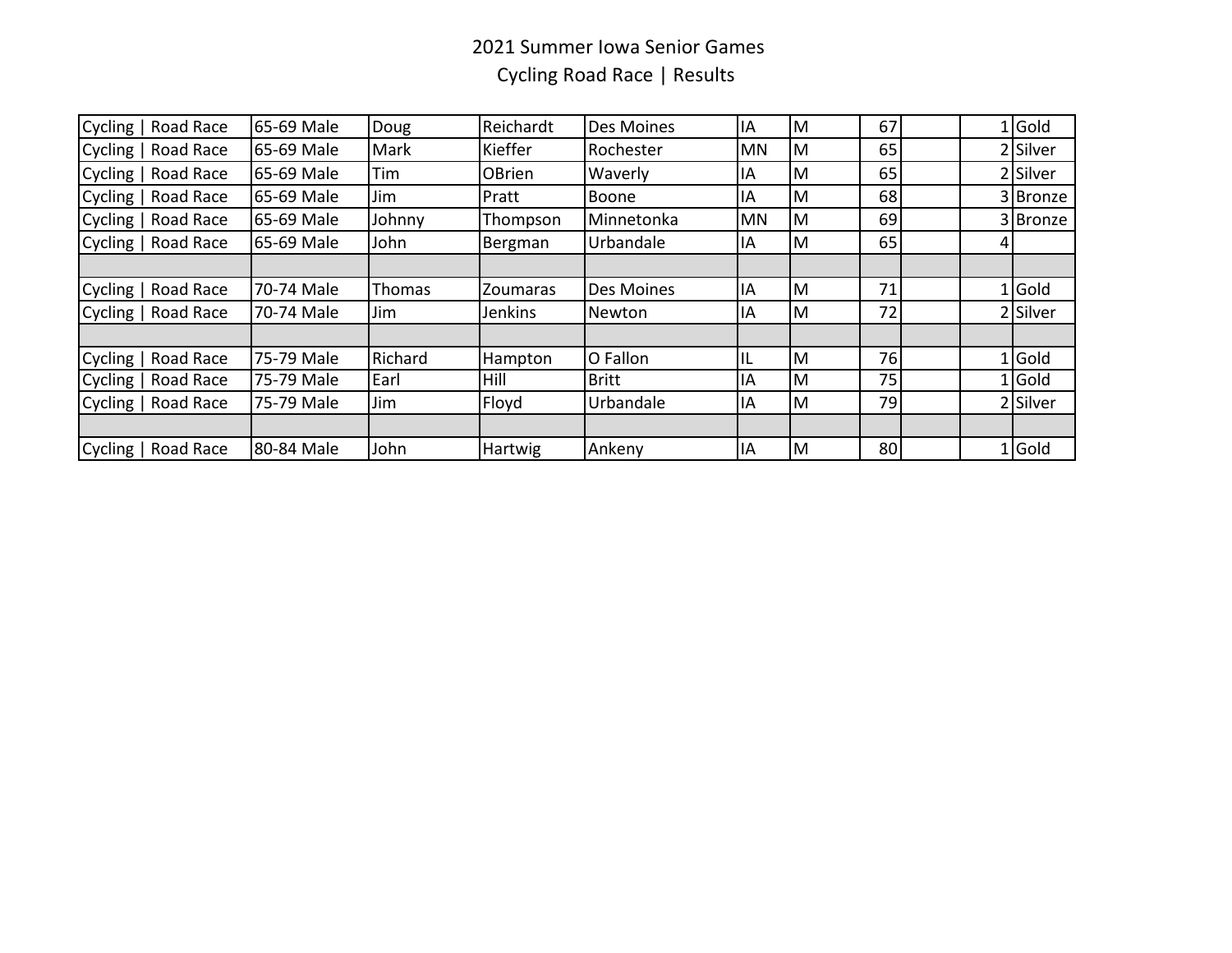2021 Summer Iowa Senior Games
Cycling Road Race | Results

| | | | | | | | | | | |
|---|---|---|---|---|---|---|---|---|---|---|
| Cycling \| Road Race | 65-69 Male | Doug | Reichardt | Des Moines | IA | M | 67 | | 1 | Gold |
| Cycling \| Road Race | 65-69 Male | Mark | Kieffer | Rochester | MN | M | 65 | | 2 | Silver |
| Cycling \| Road Race | 65-69 Male | Tim | OBrien | Waverly | IA | M | 65 | | 2 | Silver |
| Cycling \| Road Race | 65-69 Male | Jim | Pratt | Boone | IA | M | 68 | | 3 | Bronze |
| Cycling \| Road Race | 65-69 Male | Johnny | Thompson | Minnetonka | MN | M | 69 | | 3 | Bronze |
| Cycling \| Road Race | 65-69 Male | John | Bergman | Urbandale | IA | M | 65 | | 4 | |
| | | | | | | | | | | |
| Cycling \| Road Race | 70-74 Male | Thomas | Zoumaras | Des Moines | IA | M | 71 | | 1 | Gold |
| Cycling \| Road Race | 70-74 Male | Jim | Jenkins | Newton | IA | M | 72 | | 2 | Silver |
| | | | | | | | | | | |
| Cycling \| Road Race | 75-79 Male | Richard | Hampton | O Fallon | IL | M | 76 | | 1 | Gold |
| Cycling \| Road Race | 75-79 Male | Earl | Hill | Britt | IA | M | 75 | | 1 | Gold |
| Cycling \| Road Race | 75-79 Male | Jim | Floyd | Urbandale | IA | M | 79 | | 2 | Silver |
| | | | | | | | | | | |
| Cycling \| Road Race | 80-84 Male | John | Hartwig | Ankeny | IA | M | 80 | | 1 | Gold |